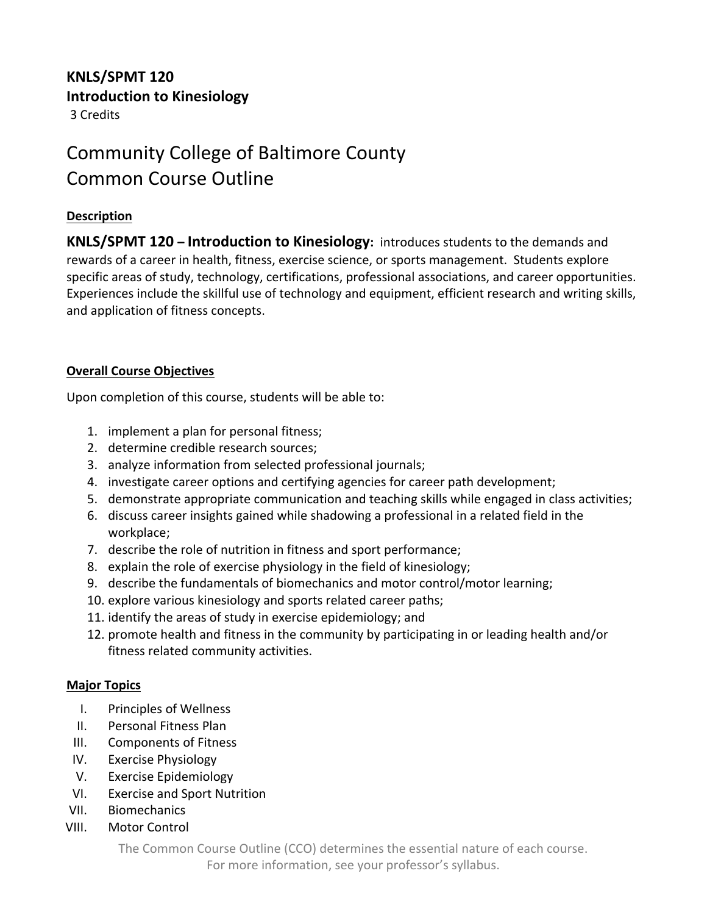**KNLS/SPMT 120**
**Introduction to Kinesiology**
3 Credits

# Community College of Baltimore County
# Common Course Outline

## Description

**KNLS/SPMT 120 – Introduction to Kinesiology:** introduces students to the demands and rewards of a career in health, fitness, exercise science, or sports management. Students explore specific areas of study, technology, certifications, professional associations, and career opportunities. Experiences include the skillful use of technology and equipment, efficient research and writing skills, and application of fitness concepts.

## Overall Course Objectives

Upon completion of this course, students will be able to:

1. implement a plan for personal fitness;
2. determine credible research sources;
3. analyze information from selected professional journals;
4. investigate career options and certifying agencies for career path development;
5. demonstrate appropriate communication and teaching skills while engaged in class activities;
6. discuss career insights gained while shadowing a professional in a related field in the workplace;
7. describe the role of nutrition in fitness and sport performance;
8. explain the role of exercise physiology in the field of kinesiology;
9. describe the fundamentals of biomechanics and motor control/motor learning;
10. explore various kinesiology and sports related career paths;
11. identify the areas of study in exercise epidemiology; and
12. promote health and fitness in the community by participating in or leading health and/or fitness related community activities.

## Major Topics

I. Principles of Wellness
II. Personal Fitness Plan
III. Components of Fitness
IV. Exercise Physiology
V. Exercise Epidemiology
VI. Exercise and Sport Nutrition
VII. Biomechanics
VIII. Motor Control

The Common Course Outline (CCO) determines the essential nature of each course.
For more information, see your professor's syllabus.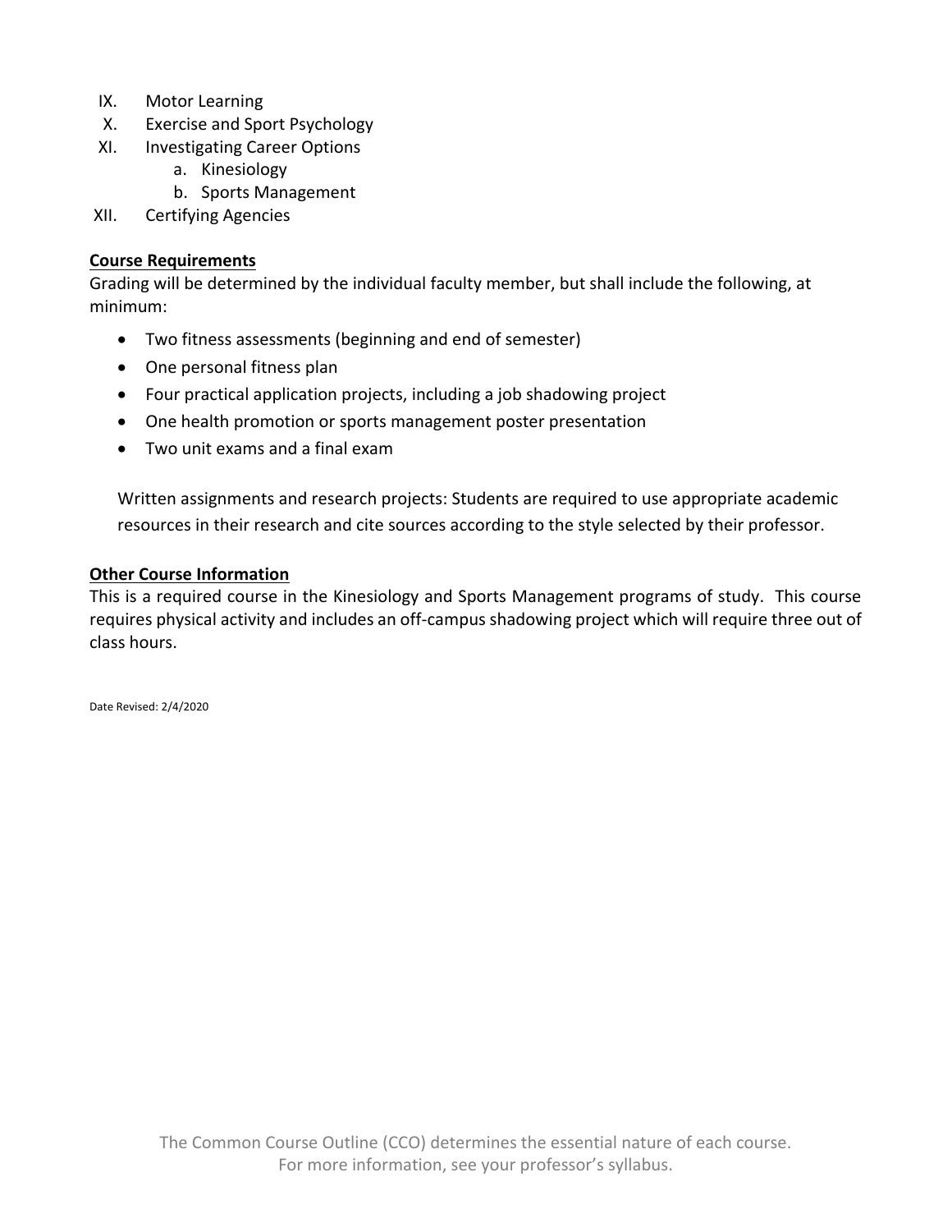IX. Motor Learning
X. Exercise and Sport Psychology
XI. Investigating Career Options
    a. Kinesiology
    b. Sports Management
XII. Certifying Agencies

**Course Requirements**

Grading will be determined by the individual faculty member, but shall include the following, at minimum:

- Two fitness assessments (beginning and end of semester)
- One personal fitness plan
- Four practical application projects, including a job shadowing project
- One health promotion or sports management poster presentation
- Two unit exams and a final exam

Written assignments and research projects: Students are required to use appropriate academic resources in their research and cite sources according to the style selected by their professor.

**Other Course Information**

This is a required course in the Kinesiology and Sports Management programs of study. This course requires physical activity and includes an off-campus shadowing project which will require three out of class hours.

Date Revised: 2/4/2020